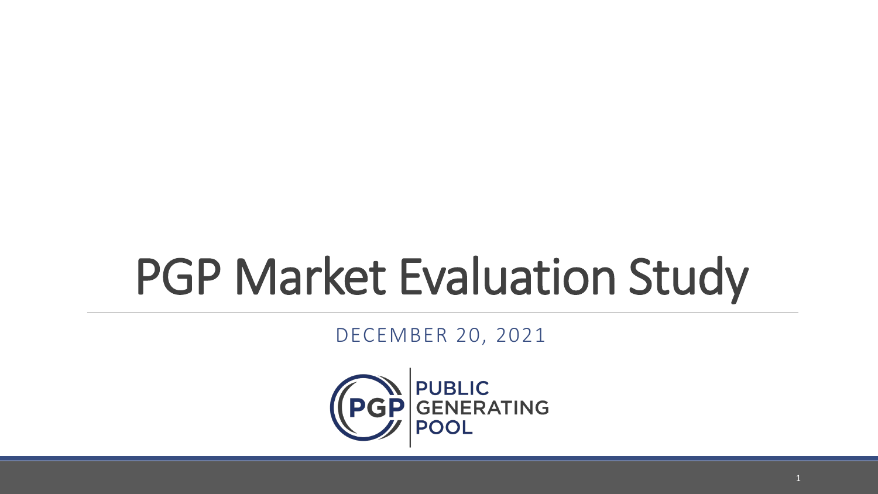# PGP Market Evaluation Study

DECEMBER 20, 2021

PGP PUBLIC GENERATING POOL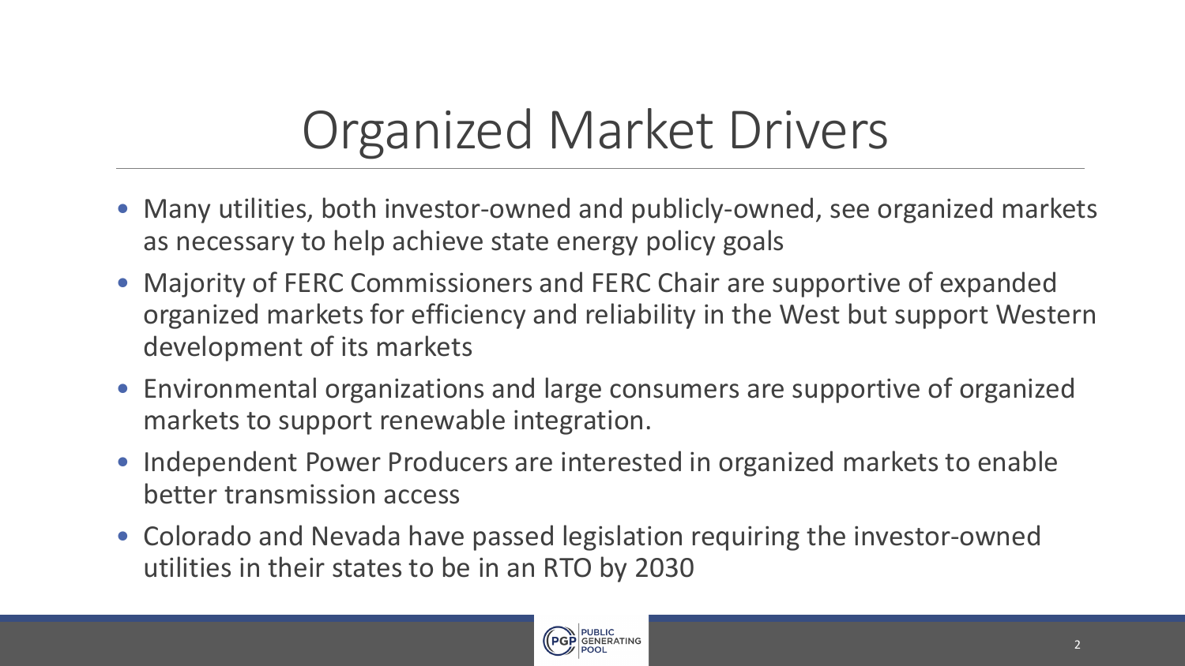# Organized Market Drivers

- Many utilities, both investor-owned and publicly-owned, see organized markets as necessary to help achieve state energy policy goals
- Majority of FERC Commissioners and FERC Chair are supportive of expanded organized markets for efficiency and reliability in the West but support Western development of its markets
- Environmental organizations and large consumers are supportive of organized markets to support renewable integration.
- Independent Power Producers are interested in organized markets to enable better transmission access
- Colorado and Nevada have passed legislation requiring the investor-owned utilities in their states to be in an RTO by 2030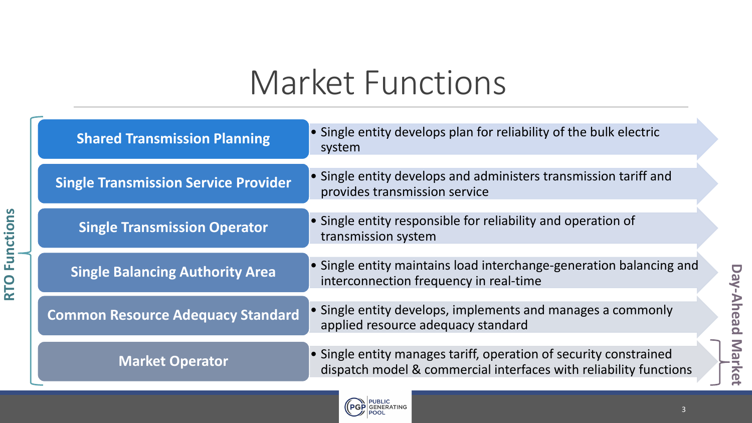# Market Functions

**RTO Functions**

| Function | Description |
| --- | --- |
| **Shared Transmission Planning** | Single entity develops plan for reliability of the bulk electric system |
| **Single Transmission Service Provider** | Single entity develops and administers transmission tariff and provides transmission service |
| **Single Transmission Operator** | Single entity responsible for reliability and operation of transmission system |
| **Single Balancing Authority Area** | Single entity maintains load interchange-generation balancing and interconnection frequency in real-time |
| **Common Resource Adequacy Standard** | Single entity develops, implements and manages a commonly applied resource adequacy standard |
| **Market Operator** | Single entity manages tariff, operation of security constrained dispatch model & commercial interfaces with reliability functions |

**Day-Ahead Market**: Market Operator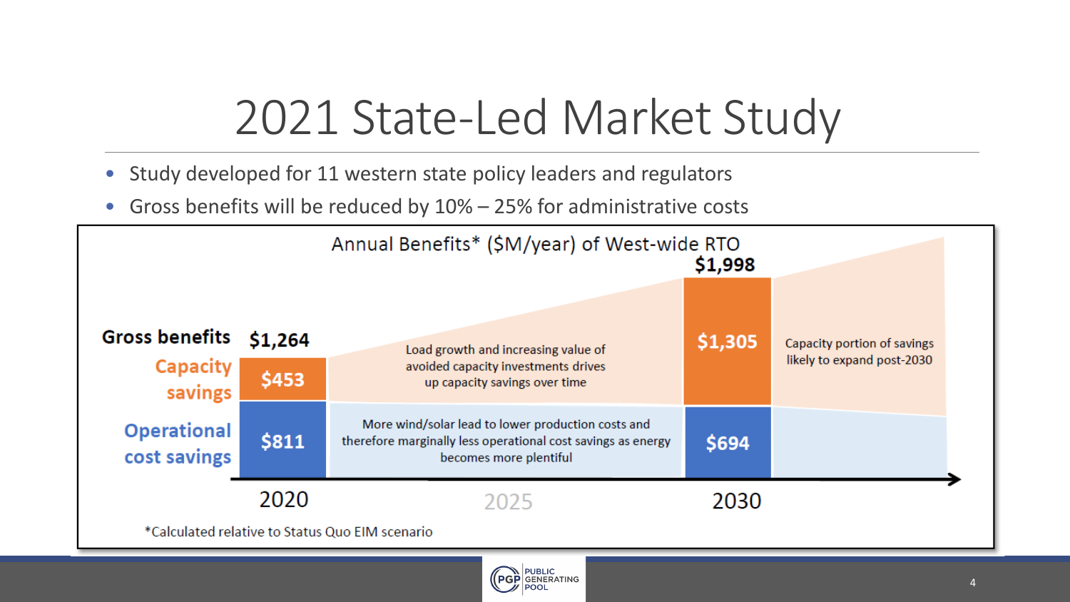# 2021 State-Led Market Study

- Study developed for 11 western state policy leaders and regulators
- Gross benefits will be reduced by 10% – 25% for administrative costs

**Annual Benefits* ($M/year) of West-wide RTO**

| | 2020 | 2030 |
|---|---|---|
| **Gross benefits** | $1,264 | $1,998 |
| Capacity savings | $453 | $1,305 |
| Operational cost savings | $811 | $694 |

Load growth and increasing value of avoided capacity investments drives up capacity savings over time

More wind/solar lead to lower production costs and therefore marginally less operational cost savings as energy becomes more plentiful

Capacity portion of savings likely to expand post-2030

*Calculated relative to Status Quo EIM scenario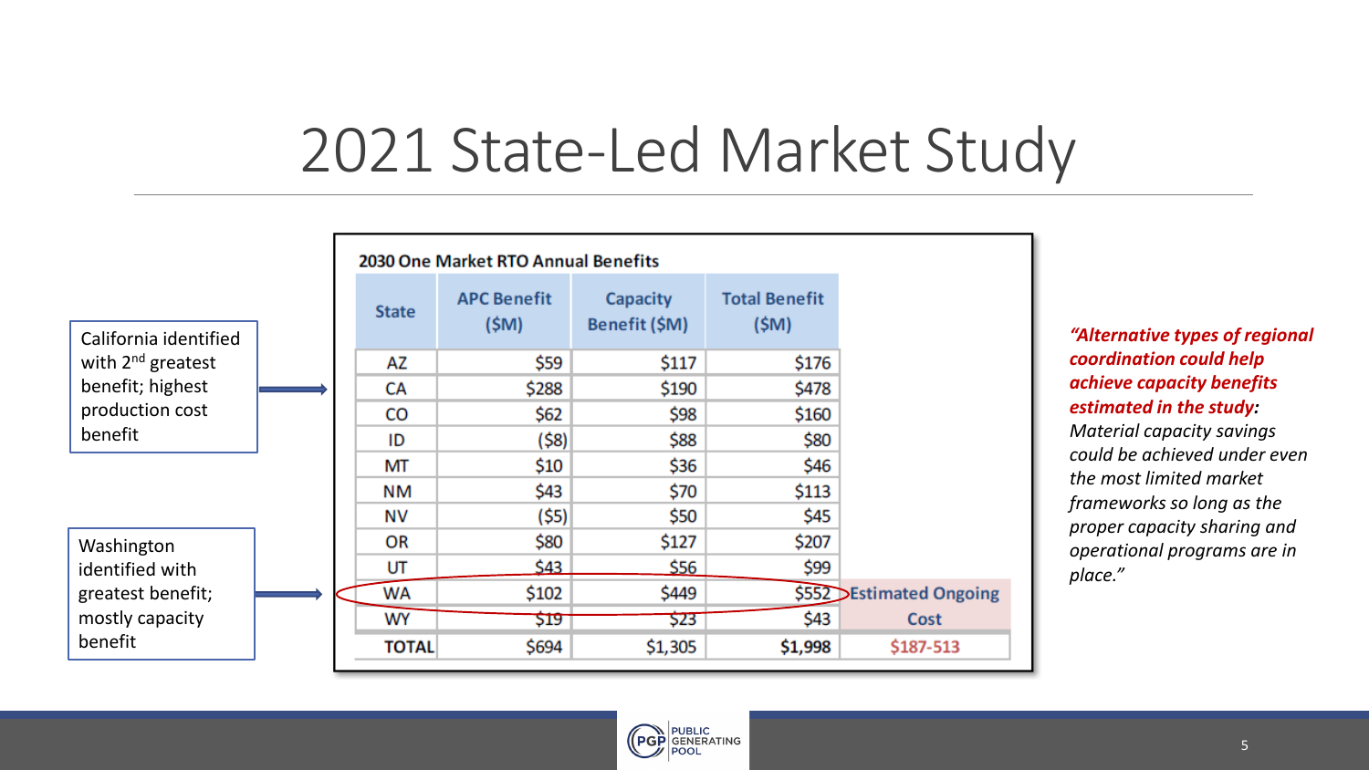# 2021 State-Led Market Study

California identified with 2nd greatest benefit; highest production cost benefit

Washington identified with greatest benefit; mostly capacity benefit

**2030 One Market RTO Annual Benefits**

| State | APC Benefit ($M) | Capacity Benefit ($M) | Total Benefit ($M) | |
|---|---|---|---|---|
| AZ | $59 | $117 | $176 | |
| CA | $288 | $190 | $478 | |
| CO | $62 | $98 | $160 | |
| ID | ($8) | $88 | $80 | |
| MT | $10 | $36 | $46 | |
| NM | $43 | $70 | $113 | |
| NV | ($5) | $50 | $45 | |
| OR | $80 | $127 | $207 | |
| UT | $43 | $56 | $99 | |
| WA | $102 | $449 | $552 | Estimated Ongoing |
| WY | $19 | $23 | $43 | Cost |
| **TOTAL** | $694 | $1,305 | **$1,998** | $187-513 |

***"Alternative types of regional coordination could help achieve capacity benefits estimated in the study:*** *Material capacity savings could be achieved under even the most limited market frameworks so long as the proper capacity sharing and operational programs are in place."*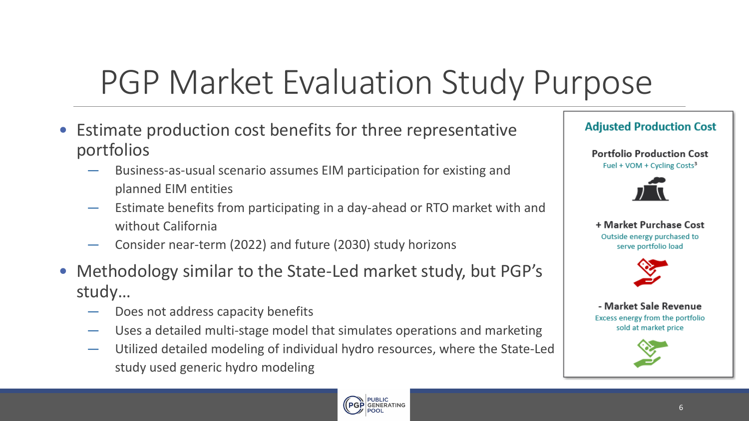# PGP Market Evaluation Study Purpose

- Estimate production cost benefits for three representative portfolios
  - Business-as-usual scenario assumes EIM participation for existing and planned EIM entities
  - Estimate benefits from participating in a day-ahead or RTO market with and without California
  - Consider near-term (2022) and future (2030) study horizons
- Methodology similar to the State-Led market study, but PGP's study…
  - Does not address capacity benefits
  - Uses a detailed multi-stage model that simulates operations and marketing
  - Utilized detailed modeling of individual hydro resources, where the State-Led study used generic hydro modeling

**Adjusted Production Cost**

**Portfolio Production Cost**
Fuel + VOM + Cycling Costs[3]

**+ Market Purchase Cost**
Outside energy purchased to serve portfolio load

**- Market Sale Revenue**
Excess energy from the portfolio sold at market price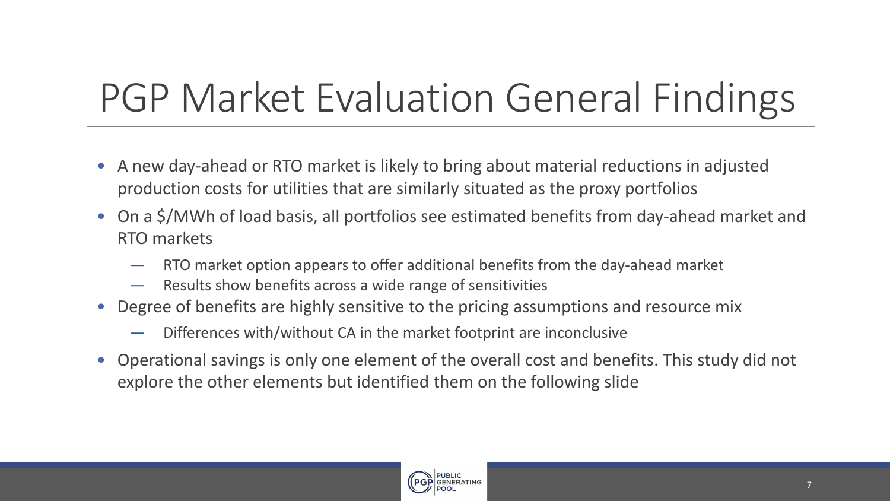# PGP Market Evaluation General Findings

- A new day-ahead or RTO market is likely to bring about material reductions in adjusted production costs for utilities that are similarly situated as the proxy portfolios
- On a $/MWh of load basis, all portfolios see estimated benefits from day-ahead market and RTO markets
  - RTO market option appears to offer additional benefits from the day-ahead market
  - Results show benefits across a wide range of sensitivities
- Degree of benefits are highly sensitive to the pricing assumptions and resource mix
  - Differences with/without CA in the market footprint are inconclusive
- Operational savings is only one element of the overall cost and benefits. This study did not explore the other elements but identified them on the following slide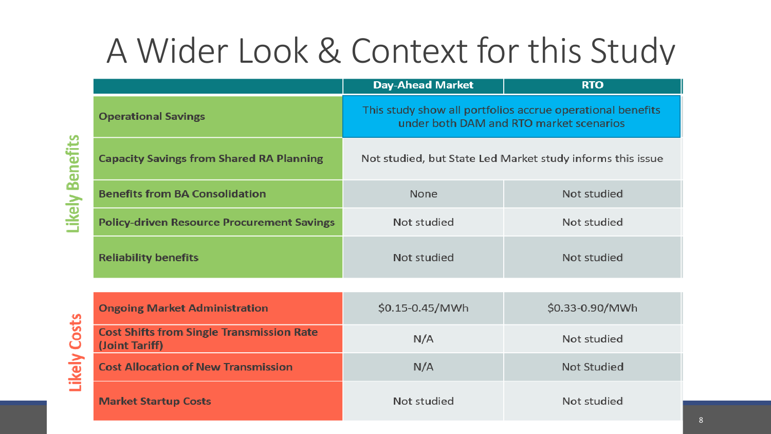# A Wider Look & Context for this Study

| | | Day-Ahead Market | RTO |
|---|---|---|---|
| Likely Benefits | Operational Savings | This study show all portfolios accrue operational benefits under both DAM and RTO market scenarios | |
| | Capacity Savings from Shared RA Planning | Not studied, but State Led Market study informs this issue | |
| | Benefits from BA Consolidation | None | Not studied |
| | Policy-driven Resource Procurement Savings | Not studied | Not studied |
| | Reliability benefits | Not studied | Not studied |
| Likely Costs | Ongoing Market Administration | $0.15-0.45/MWh | $0.33-0.90/MWh |
| | Cost Shifts from Single Transmission Rate (Joint Tariff) | N/A | Not studied |
| | Cost Allocation of New Transmission | N/A | Not Studied |
| | Market Startup Costs | Not studied | Not studied |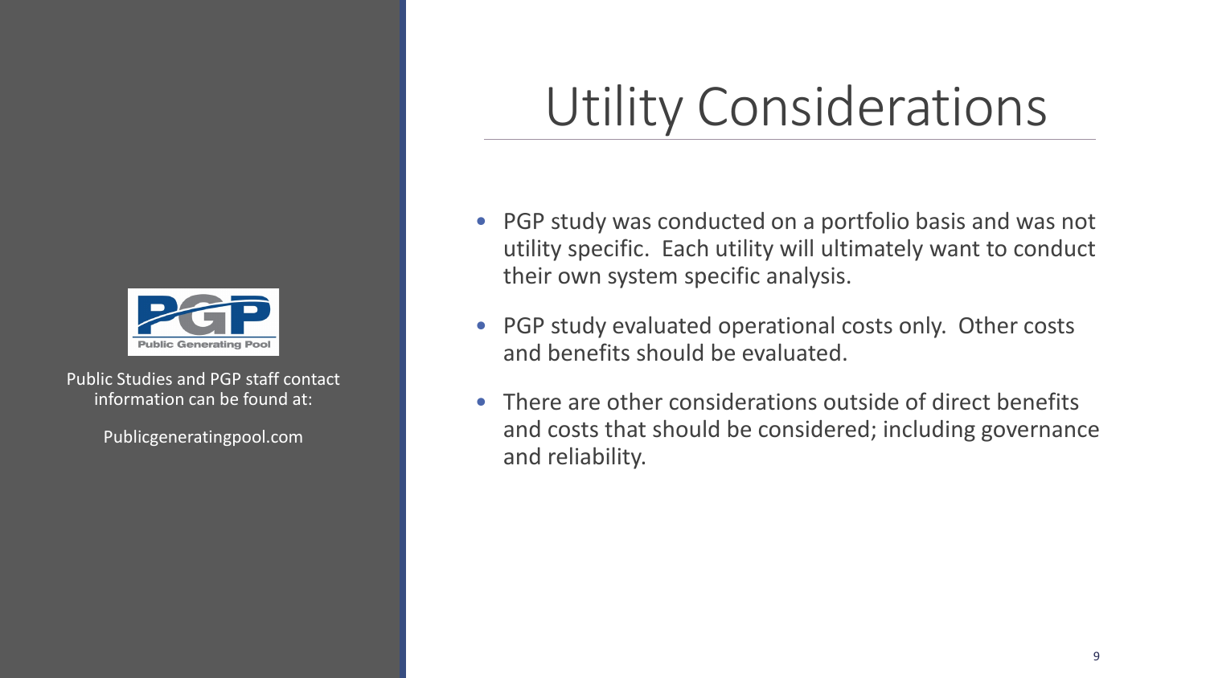Public Studies and PGP staff contact information can be found at:

Publicgeneratingpool.com

# Utility Considerations

- PGP study was conducted on a portfolio basis and was not utility specific. Each utility will ultimately want to conduct their own system specific analysis.
- PGP study evaluated operational costs only. Other costs and benefits should be evaluated.
- There are other considerations outside of direct benefits and costs that should be considered; including governance and reliability.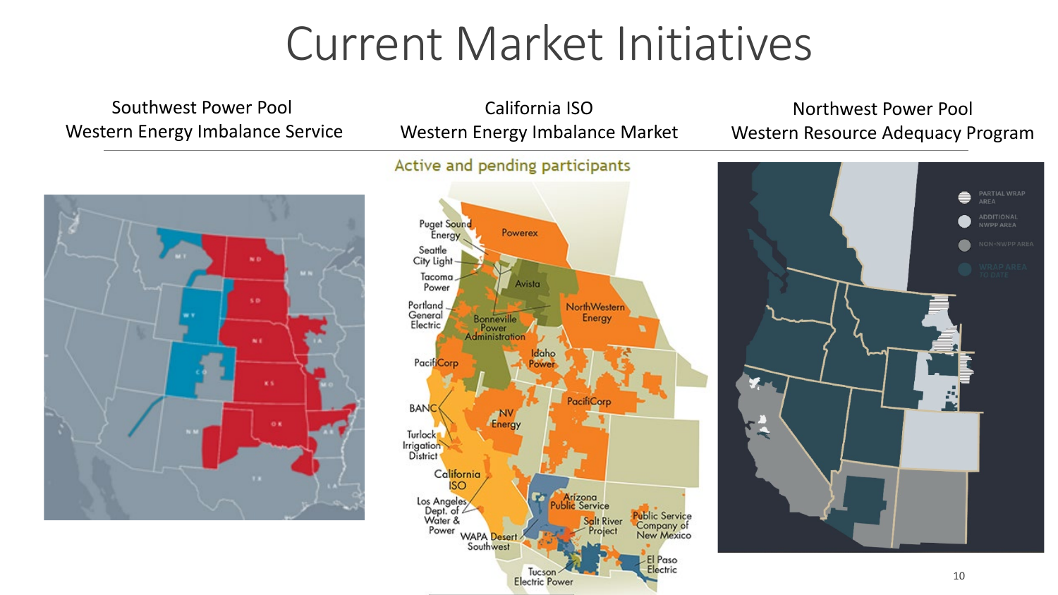# Current Market Initiatives

| Southwest Power Pool | California ISO | Northwest Power Pool |
| --- | --- | --- |
| Western Energy Imbalance Service | Western Energy Imbalance Market | Western Resource Adequacy Program |

Active and pending participants

Puget Sound Energy
Powerex
Seattle City Light
Tacoma Power
Avista
Portland General Electric
Bonneville Power Administration
NorthWestern Energy
Idaho Power
PacifiCorp
BANC
NV Energy
PacifiCorp
Turlock Irrigation District
California ISO
Los Angeles Dept. of Water & Power
Arizona Public Service
Salt River Project
Public Service Company of New Mexico
WAPA Desert Southwest
El Paso Electric
Tucson Electric Power

PARTIAL WRAP AREA
ADDITIONAL NWPP AREA
NON-NWPP AREA
WRAP AREA TO DATE